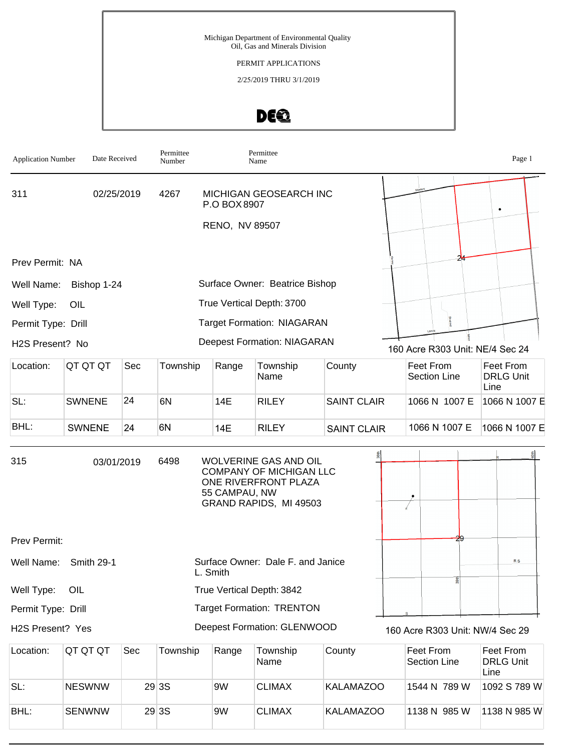Michigan Department of Environmental Quality
Oil, Gas and Minerals Division

PERMIT APPLICATIONS

2/25/2019 THRU 3/1/2019

DEQ

| Application Number | Date Received | Permittee Number | Permittee Name |
|---|---|---|---|

---

**311** | 02/25/2019 | 4267 | MICHIGAN GEOSEARCH INC
P.O BOX 8907
RENO, NV 89507

Prev Permit: NA

Well Name: Bishop 1-24

Well Type: OIL

Permit Type: Drill

H2S Present? No

Surface Owner: Beatrice Bishop

True Vertical Depth: 3700

Target Formation: NIAGARAN

Deepest Formation: NIAGARAN

160 Acre R303 Unit: NE/4 Sec 24

| Location: | QT QT QT | Sec | Township | Range | Township Name | County | Feet From Section Line | Feet From DRLG Unit Line |
|---|---|---|---|---|---|---|---|---|
| SL: | SWNENE | 24 | 6N | 14E | RILEY | SAINT CLAIR | 1066 N 1007 E | 1066 N 1007 E |
| BHL: | SWNENE | 24 | 6N | 14E | RILEY | SAINT CLAIR | 1066 N 1007 E | 1066 N 1007 E |

---

**315** | 03/01/2019 | 6498 | WOLVERINE GAS AND OIL COMPANY OF MICHIGAN LLC
ONE RIVERFRONT PLAZA
55 CAMPAU, NW
GRAND RAPIDS, MI 49503

Prev Permit:

Well Name: Smith 29-1

Well Type: OIL

Permit Type: Drill

H2S Present? Yes

Surface Owner: Dale F. and Janice L. Smith

True Vertical Depth: 3842

Target Formation: TRENTON

Deepest Formation: GLENWOOD

160 Acre R303 Unit: NW/4 Sec 29

| Location: | QT QT QT | Sec | Township | Range | Township Name | County | Feet From Section Line | Feet From DRLG Unit Line |
|---|---|---|---|---|---|---|---|---|
| SL: | NESWNW | 29 | 3S | 9W | CLIMAX | KALAMAZOO | 1544 N 789 W | 1092 S 789 W |
| BHL: | SENWNW | 29 | 3S | 9W | CLIMAX | KALAMAZOO | 1138 N 985 W | 1138 N 985 W |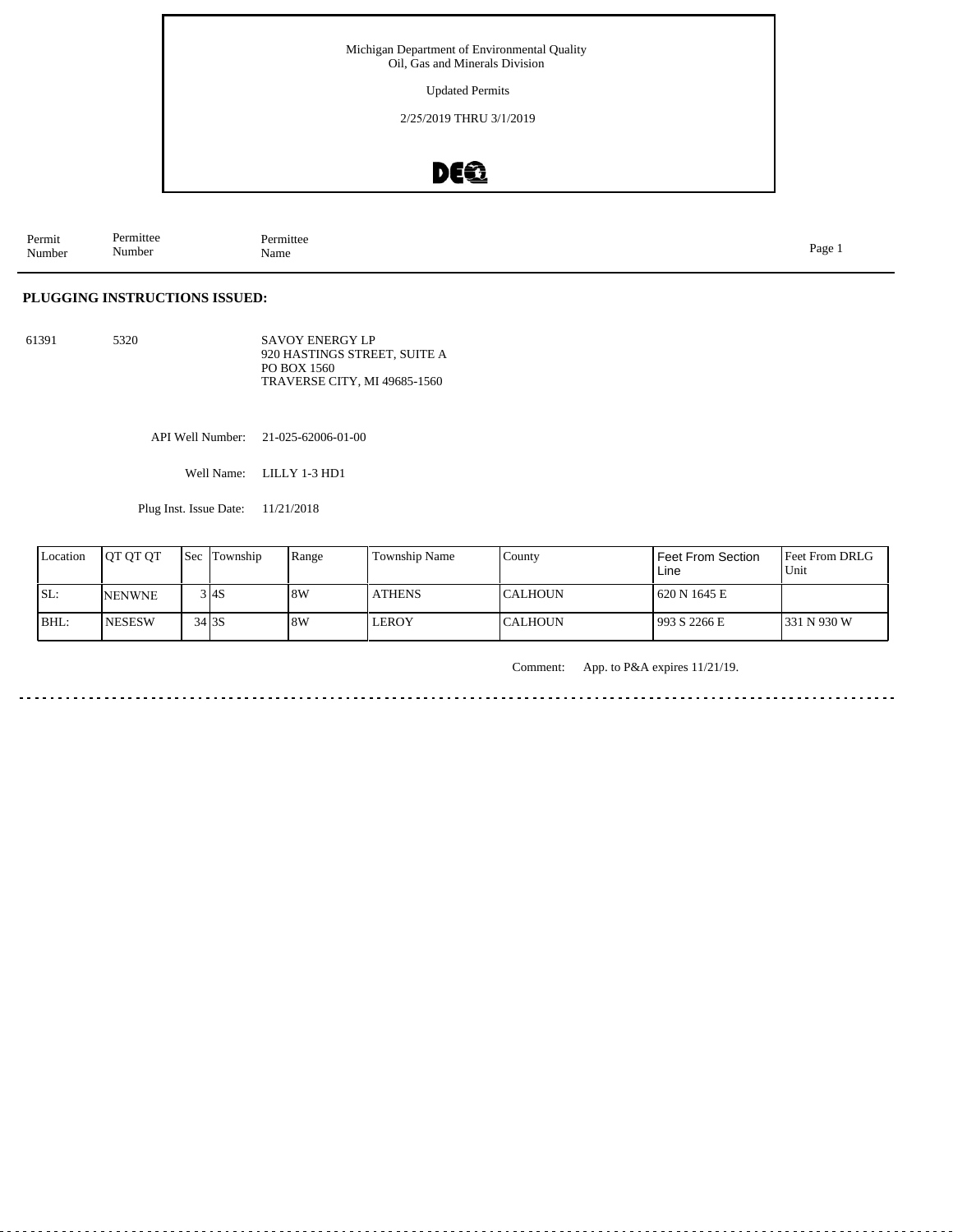Michigan Department of Environmental Quality
Oil, Gas and Minerals Division

Updated Permits

2/25/2019 THRU 3/1/2019

| Permit Number | Permittee Number | Permittee Name |
|---|---|---|

## PLUGGING INSTRUCTIONS ISSUED:

| | | |
|---|---|---|
| 61391 | 5320 | SAVOY ENERGY LP<br>920 HASTINGS STREET, SUITE A<br>PO BOX 1560<br>TRAVERSE CITY, MI 49685-1560 |

API Well Number: 21-025-62006-01-00

Well Name: LILLY 1-3 HD1

Plug Inst. Issue Date: 11/21/2018

| Location | QT QT QT | Sec | Township | Range | Township Name | County | Feet From Section Line | Feet From DRLG Unit |
|---|---|---|---|---|---|---|---|---|
| SL: | NENWNE | 3 | 4S | 8W | ATHENS | CALHOUN | 620 N 1645 E | |
| BHL: | NESESW | 34 | 3S | 8W | LEROY | CALHOUN | 993 S 2266 E | 331 N 930 W |

Comment: App. to P&A expires 11/21/19.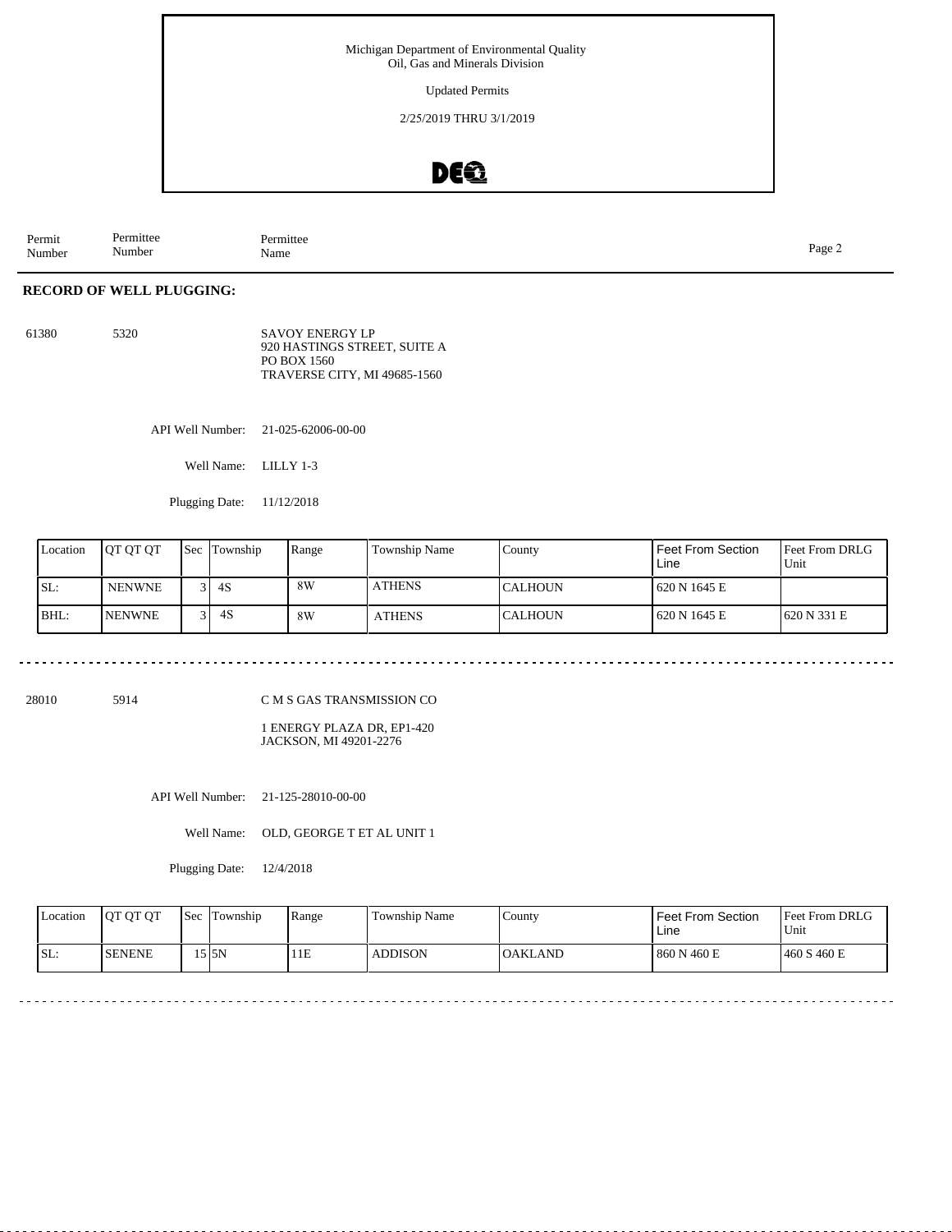Michigan Department of Environmental Quality
Oil, Gas and Minerals Division

Updated Permits

2/25/2019 THRU 3/1/2019

| Permit Number | Permittee Number | Permittee Name |
|---|---|---|

## RECORD OF WELL PLUGGING:

61380 5320 SAVOY ENERGY LP
920 HASTINGS STREET, SUITE A
PO BOX 1560
TRAVERSE CITY, MI 49685-1560

API Well Number: 21-025-62006-00-00

Well Name: LILLY 1-3

Plugging Date: 11/12/2018

| Location | QT QT QT | Sec | Township | Range | Township Name | County | Feet From Section Line | Feet From DRLG Unit |
|---|---|---|---|---|---|---|---|---|
| SL: | NENWNE | 3 | 4S | 8W | ATHENS | CALHOUN | 620 N 1645 E | |
| BHL: | NENWNE | 3 | 4S | 8W | ATHENS | CALHOUN | 620 N 1645 E | 620 N 331 E |

---

28010 5914 C M S GAS TRANSMISSION CO
1 ENERGY PLAZA DR, EP1-420
JACKSON, MI 49201-2276

API Well Number: 21-125-28010-00-00

Well Name: OLD, GEORGE T ET AL UNIT 1

Plugging Date: 12/4/2018

| Location | QT QT QT | Sec | Township | Range | Township Name | County | Feet From Section Line | Feet From DRLG Unit |
|---|---|---|---|---|---|---|---|---|
| SL: | SENENE | 15 | 5N | 11E | ADDISON | OAKLAND | 860 N 460 E | 460 S 460 E |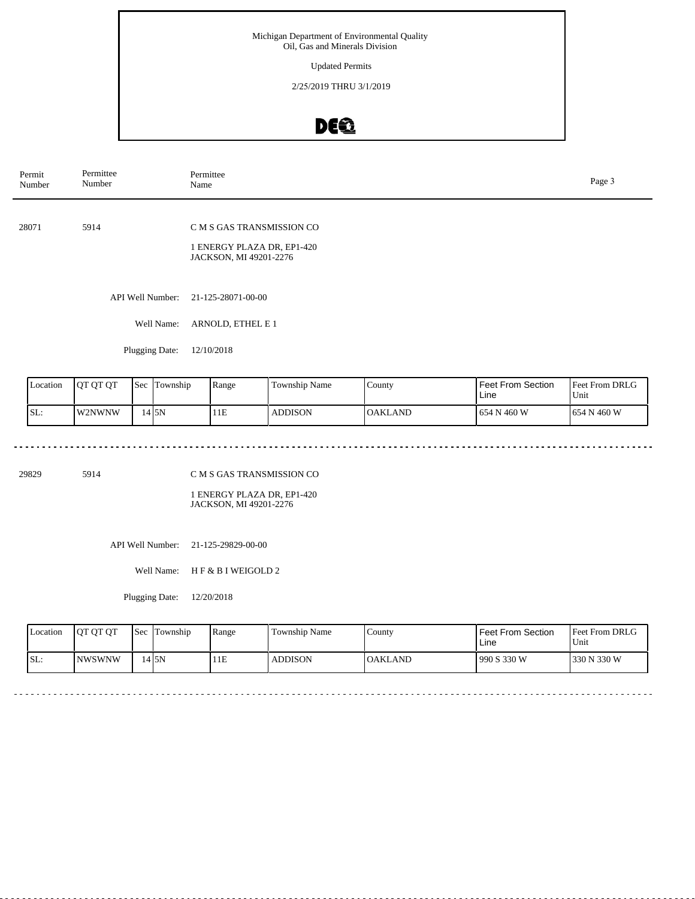Michigan Department of Environmental Quality
Oil, Gas and Minerals Division

Updated Permits

2/25/2019 THRU 3/1/2019

| Permit Number | Permittee Number | Permittee Name |
|---|---|---|

28071 5914 C M S GAS TRANSMISSION CO

1 ENERGY PLAZA DR, EP1-420
JACKSON, MI 49201-2276

API Well Number: 21-125-28071-00-00

Well Name: ARNOLD, ETHEL E 1

Plugging Date: 12/10/2018

| Location | QT QT QT | Sec | Township | Range | Township Name | County | Feet From Section Line | Feet From DRLG Unit |
|---|---|---|---|---|---|---|---|---|
| SL: | W2NWNW | 14 | 5N | 11E | ADDISON | OAKLAND | 654 N 460 W | 654 N 460 W |

29829 5914 C M S GAS TRANSMISSION CO

1 ENERGY PLAZA DR, EP1-420
JACKSON, MI 49201-2276

API Well Number: 21-125-29829-00-00

Well Name: H F & B I WEIGOLD 2

Plugging Date: 12/20/2018

| Location | QT QT QT | Sec | Township | Range | Township Name | County | Feet From Section Line | Feet From DRLG Unit |
|---|---|---|---|---|---|---|---|---|
| SL: | NWSWNW | 14 | 5N | 11E | ADDISON | OAKLAND | 990 S 330 W | 330 N 330 W |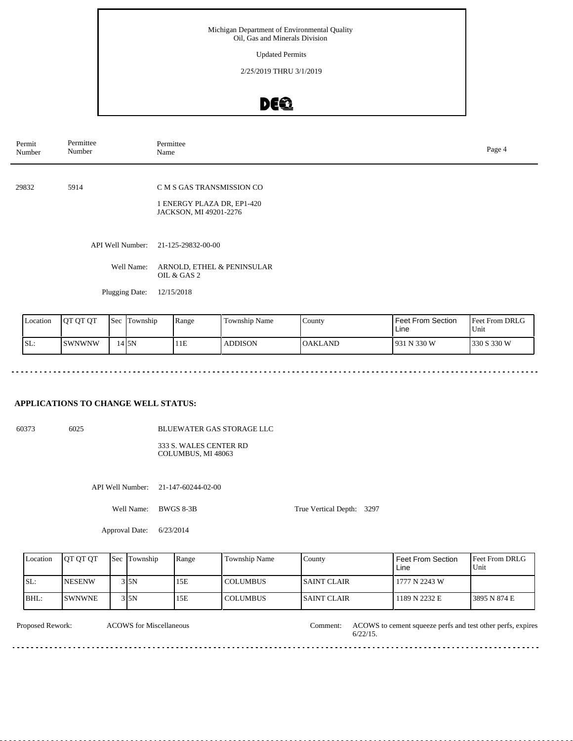Michigan Department of Environmental Quality
Oil, Gas and Minerals Division

Updated Permits

2/25/2019 THRU 3/1/2019

| Permit Number | Permittee Number | Permittee Name |
|---|---|---|
| 29832 | 5914 | C M S GAS TRANSMISSION CO |

1 ENERGY PLAZA DR, EP1-420
JACKSON, MI 49201-2276

API Well Number: 21-125-29832-00-00

Well Name: ARNOLD, ETHEL & PENINSULAR OIL & GAS 2

Plugging Date: 12/15/2018

| Location | QT QT QT | Sec | Township | Range | Township Name | County | Feet From Section Line | Feet From DRLG Unit |
|---|---|---|---|---|---|---|---|---|
| SL: | SWNWNW | 14 | 5N | 11E | ADDISON | OAKLAND | 931 N 330 W | 330 S 330 W |

## APPLICATIONS TO CHANGE WELL STATUS:

| Permit Number | Permittee Number | Permittee Name |
|---|---|---|
| 60373 | 6025 | BLUEWATER GAS STORAGE LLC |

333 S. WALES CENTER RD
COLUMBUS, MI 48063

API Well Number: 21-147-60244-02-00

Well Name: BWGS 8-3B

True Vertical Depth: 3297

Approval Date: 6/23/2014

| Location | QT QT QT | Sec | Township | Range | Township Name | County | Feet From Section Line | Feet From DRLG Unit |
|---|---|---|---|---|---|---|---|---|
| SL: | NESENW | 3 | 5N | 15E | COLUMBUS | SAINT CLAIR | 1777 N 2243 W | |
| BHL: | SWNWNE | 3 | 5N | 15E | COLUMBUS | SAINT CLAIR | 1189 N 2232 E | 3895 N 874 E |

Proposed Rework: ACOWS for Miscellaneous

Comment: ACOWS to cement squeeze perfs and test other perfs, expires 6/22/15.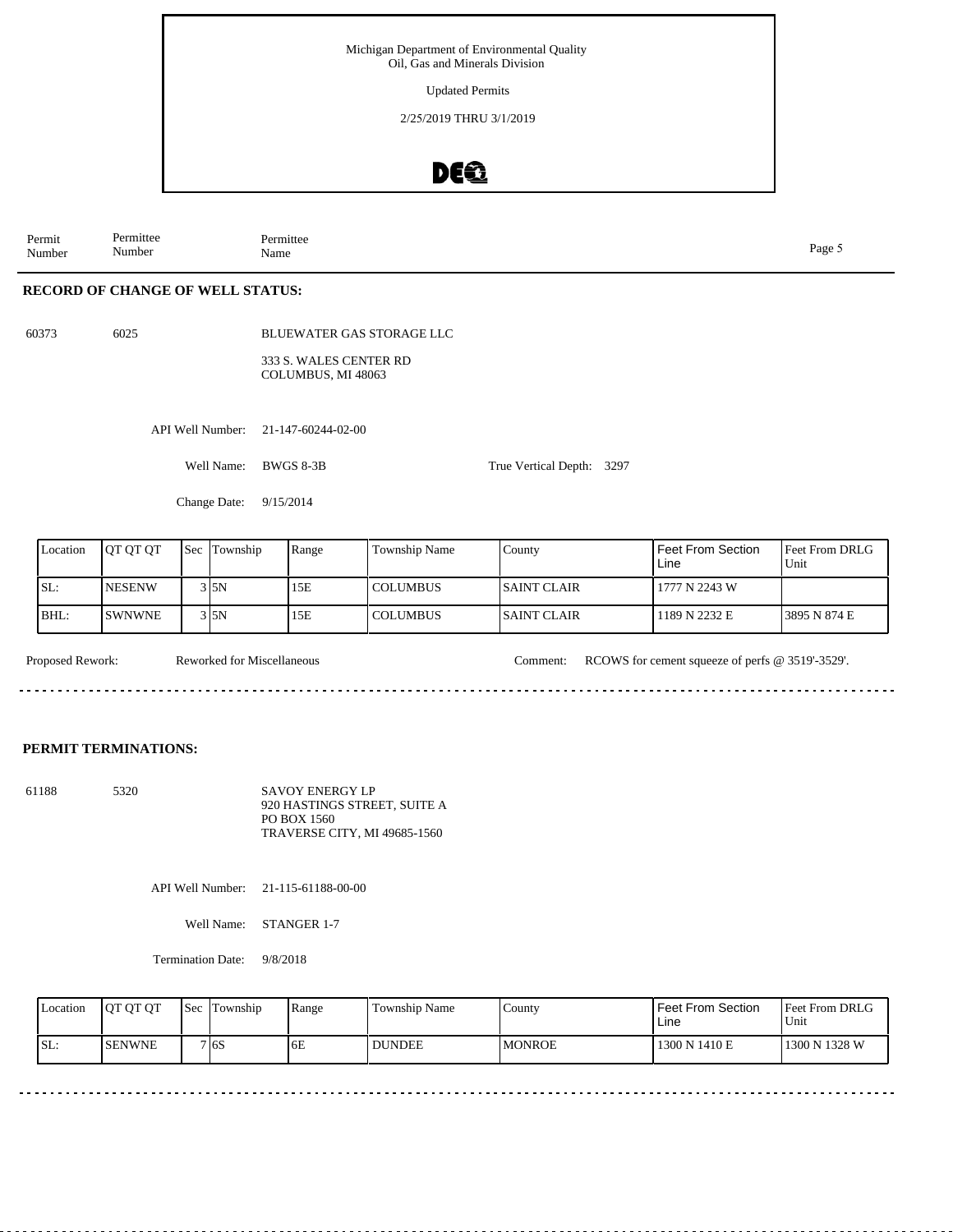Michigan Department of Environmental Quality
Oil, Gas and Minerals Division

Updated Permits

2/25/2019 THRU 3/1/2019

| Permit Number | Permittee Number | Permittee Name |
|---|---|---|

## RECORD OF CHANGE OF WELL STATUS:

60373 6025 BLUEWATER GAS STORAGE LLC

333 S. WALES CENTER RD
COLUMBUS, MI 48063

API Well Number: 21-147-60244-02-00

Well Name: BWGS 8-3B

True Vertical Depth: 3297

Change Date: 9/15/2014

| Location | QT QT QT | Sec | Township | Range | Township Name | County | Feet From Section Line | Feet From DRLG Unit |
|---|---|---|---|---|---|---|---|---|
| SL: | NESENW | 3 | 5N | 15E | COLUMBUS | SAINT CLAIR | 1777 N 2243 W | |
| BHL: | SWNWNE | 3 | 5N | 15E | COLUMBUS | SAINT CLAIR | 1189 N 2232 E | 3895 N 874 E |

Proposed Rework: Reworked for Miscellaneous

Comment: RCOWS for cement squeeze of perfs @ 3519'-3529'.

## PERMIT TERMINATIONS:

61188 5320 SAVOY ENERGY LP
920 HASTINGS STREET, SUITE A
PO BOX 1560
TRAVERSE CITY, MI 49685-1560

API Well Number: 21-115-61188-00-00

Well Name: STANGER 1-7

Termination Date: 9/8/2018

| Location | QT QT QT | Sec | Township | Range | Township Name | County | Feet From Section Line | Feet From DRLG Unit |
|---|---|---|---|---|---|---|---|---|
| SL: | SENWNE | 7 | 6S | 6E | DUNDEE | MONROE | 1300 N 1410 E | 1300 N 1328 W |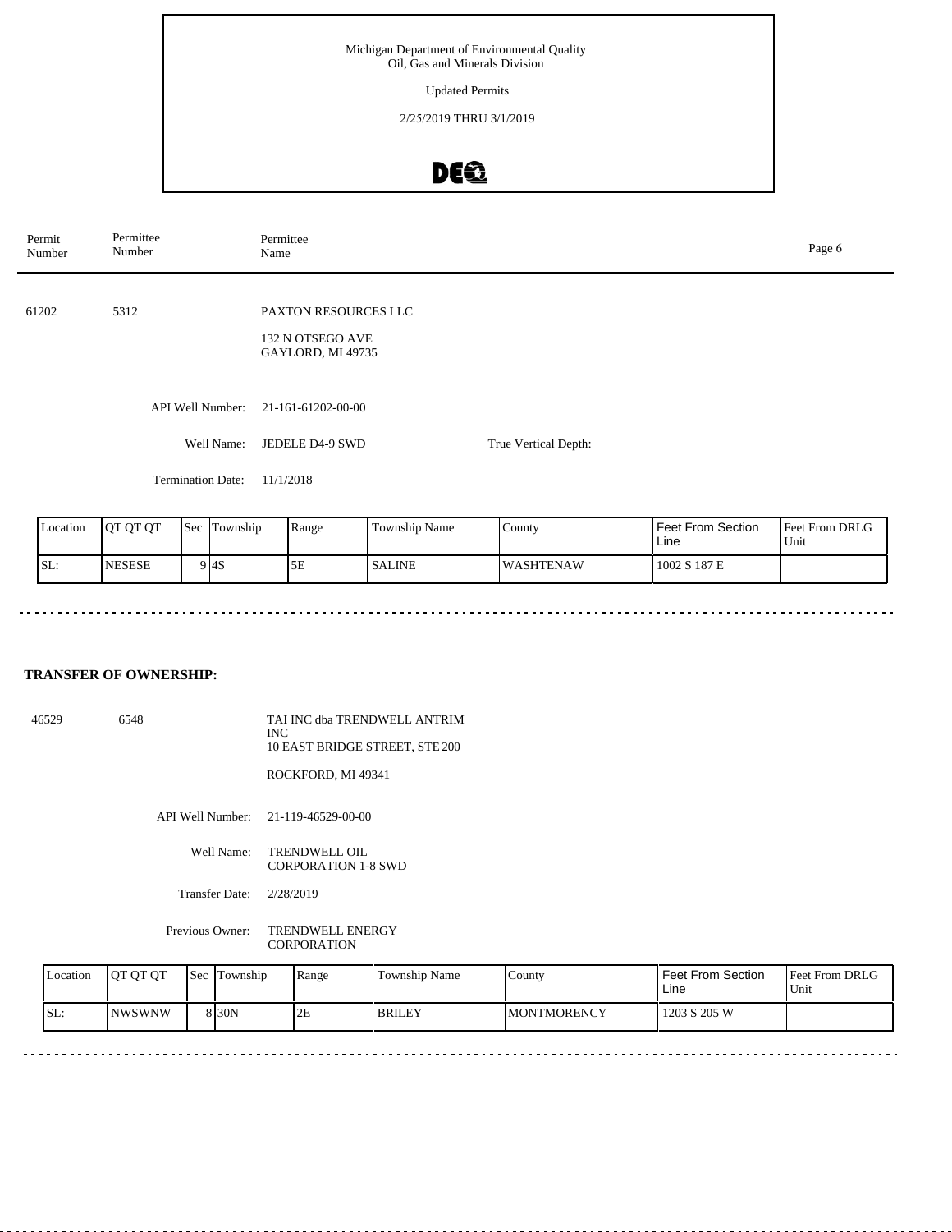Michigan Department of Environmental Quality
Oil, Gas and Minerals Division

Updated Permits

2/25/2019 THRU 3/1/2019

| Permit Number | Permittee Number | Permittee Name |
|---|---|---|
| 61202 | 5312 | PAXTON RESOURCES LLC<br>132 N OTSEGO AVE<br>GAYLORD, MI 49735 |

API Well Number: 21-161-61202-00-00

Well Name: JEDELE D4-9 SWD

True Vertical Depth:

Termination Date: 11/1/2018

| Location | QT QT QT | Sec | Township | Range | Township Name | County | Feet From Section Line | Feet From DRLG Unit |
|---|---|---|---|---|---|---|---|---|
| SL: | NESESE | 9 | 4S | 5E | SALINE | WASHTENAW | 1002 S 187 E | |

**TRANSFER OF OWNERSHIP:**

| Permit Number | Permittee Number | Permittee Name |
|---|---|---|
| 46529 | 6548 | TAI INC dba TRENDWELL ANTRIM INC<br>10 EAST BRIDGE STREET, STE 200<br>ROCKFORD, MI 49341 |

API Well Number: 21-119-46529-00-00

Well Name: TRENDWELL OIL CORPORATION 1-8 SWD

Transfer Date: 2/28/2019

Previous Owner: TRENDWELL ENERGY CORPORATION

| Location | QT QT QT | Sec | Township | Range | Township Name | County | Feet From Section Line | Feet From DRLG Unit |
|---|---|---|---|---|---|---|---|---|
| SL: | NWSWNW | 8 | 30N | 2E | BRILEY | MONTMORENCY | 1203 S 205 W | |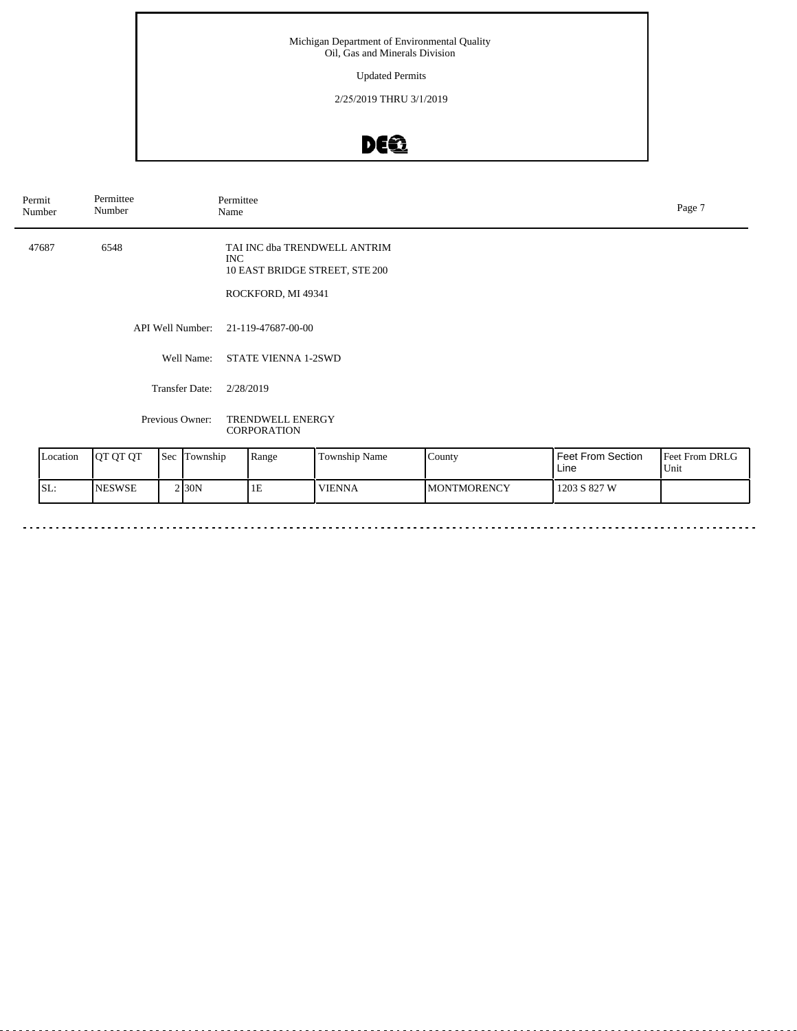Michigan Department of Environmental Quality
Oil, Gas and Minerals Division

Updated Permits

2/25/2019 THRU 3/1/2019

| Permit Number | Permittee Number | Permittee Name |
|---|---|---|
| 47687 | 6548 | TAI INC dba TRENDWELL ANTRIM INC<br>10 EAST BRIDGE STREET, STE 200<br>ROCKFORD, MI 49341 |

API Well Number: 21-119-47687-00-00

Well Name: STATE VIENNA 1-2SWD

Transfer Date: 2/28/2019

Previous Owner: TRENDWELL ENERGY CORPORATION

| Location | QT QT QT | Sec | Township | Range | Township Name | County | Feet From Section Line | Feet From DRLG Unit |
|---|---|---|---|---|---|---|---|---|
| SL: | NESWSE | 2 | 30N | 1E | VIENNA | MONTMORENCY | 1203 S 827 W | |